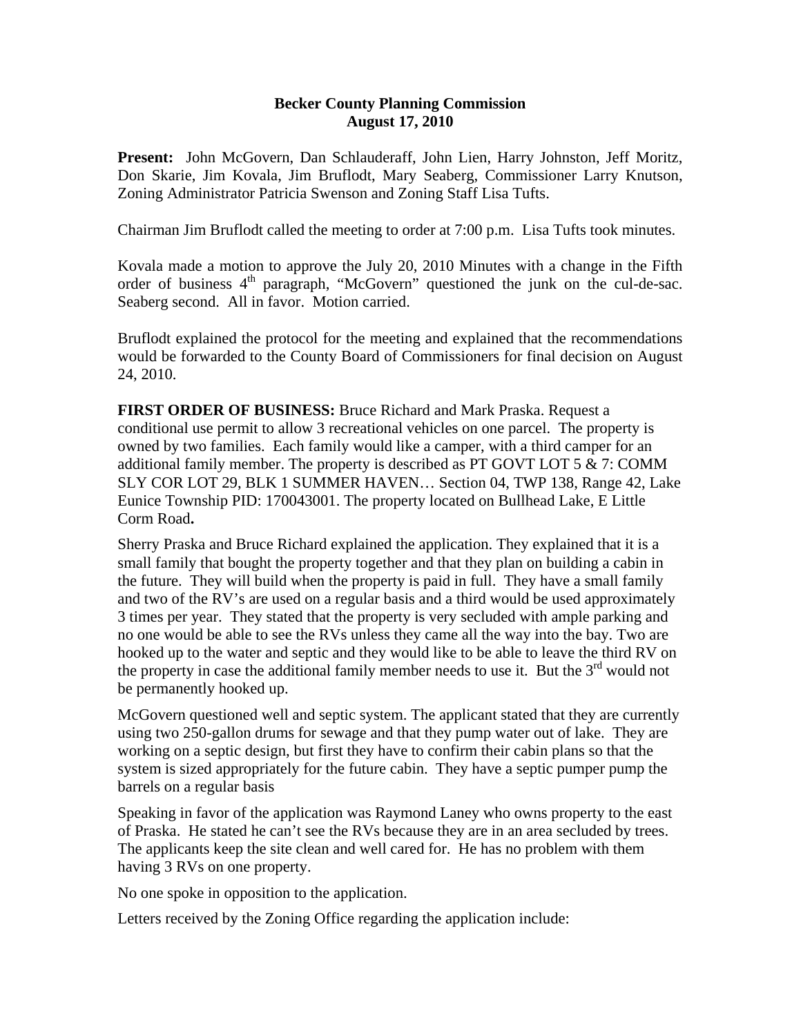**Becker County Planning Commission**
**August 17, 2010**

**Present:** John McGovern, Dan Schlauderaff, John Lien, Harry Johnston, Jeff Moritz, Don Skarie, Jim Kovala, Jim Bruflodt, Mary Seaberg, Commissioner Larry Knutson, Zoning Administrator Patricia Swenson and Zoning Staff Lisa Tufts.

Chairman Jim Bruflodt called the meeting to order at 7:00 p.m. Lisa Tufts took minutes.

Kovala made a motion to approve the July 20, 2010 Minutes with a change in the Fifth order of business 4th paragraph, "McGovern" questioned the junk on the cul-de-sac. Seaberg second. All in favor. Motion carried.

Bruflodt explained the protocol for the meeting and explained that the recommendations would be forwarded to the County Board of Commissioners for final decision on August 24, 2010.

**FIRST ORDER OF BUSINESS:** Bruce Richard and Mark Praska. Request a conditional use permit to allow 3 recreational vehicles on one parcel. The property is owned by two families. Each family would like a camper, with a third camper for an additional family member. The property is described as PT GOVT LOT 5 & 7: COMM SLY COR LOT 29, BLK 1 SUMMER HAVEN… Section 04, TWP 138, Range 42, Lake Eunice Township PID: 170043001. The property located on Bullhead Lake, E Little Corm Road**.**

Sherry Praska and Bruce Richard explained the application. They explained that it is a small family that bought the property together and that they plan on building a cabin in the future. They will build when the property is paid in full. They have a small family and two of the RV's are used on a regular basis and a third would be used approximately 3 times per year. They stated that the property is very secluded with ample parking and no one would be able to see the RVs unless they came all the way into the bay. Two are hooked up to the water and septic and they would like to be able to leave the third RV on the property in case the additional family member needs to use it. But the 3rd would not be permanently hooked up.

McGovern questioned well and septic system. The applicant stated that they are currently using two 250-gallon drums for sewage and that they pump water out of lake. They are working on a septic design, but first they have to confirm their cabin plans so that the system is sized appropriately for the future cabin. They have a septic pumper pump the barrels on a regular basis

Speaking in favor of the application was Raymond Laney who owns property to the east of Praska. He stated he can't see the RVs because they are in an area secluded by trees. The applicants keep the site clean and well cared for. He has no problem with them having 3 RVs on one property.

No one spoke in opposition to the application.

Letters received by the Zoning Office regarding the application include: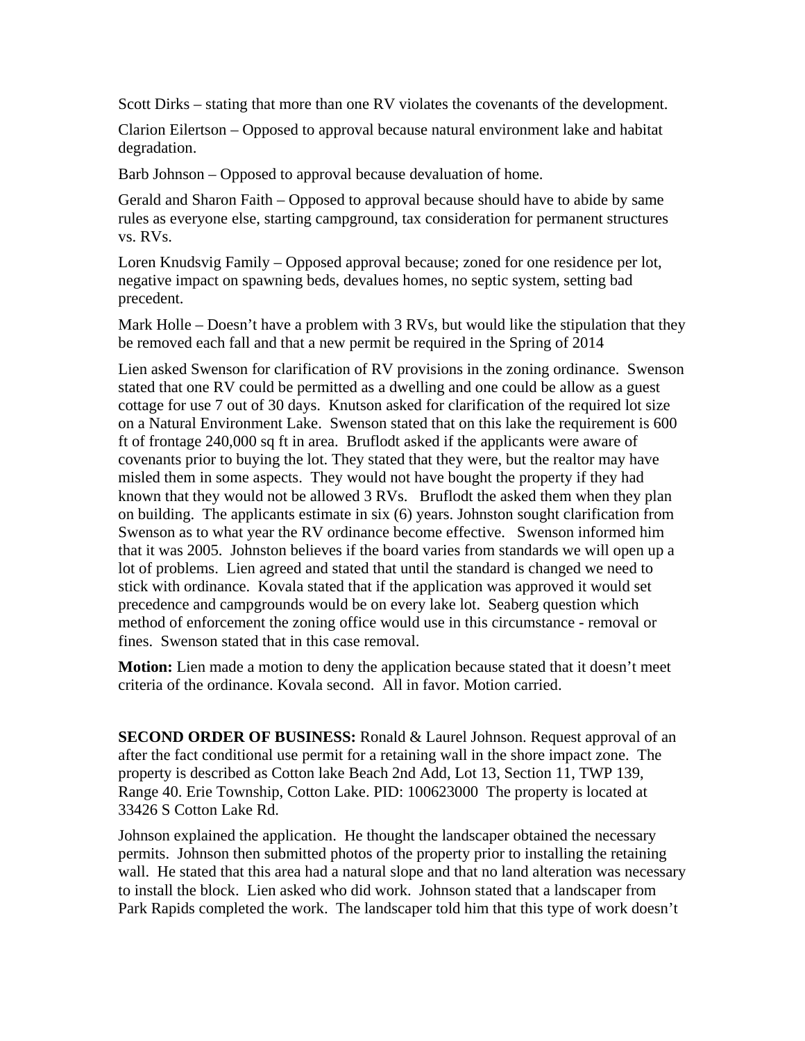Scott Dirks – stating that more than one RV violates the covenants of the development.

Clarion Eilertson – Opposed to approval because natural environment lake and habitat degradation.

Barb Johnson – Opposed to approval because devaluation of home.

Gerald and Sharon Faith – Opposed to approval because should have to abide by same rules as everyone else, starting campground, tax consideration for permanent structures vs. RVs.

Loren Knudsvig Family – Opposed approval because; zoned for one residence per lot, negative impact on spawning beds, devalues homes, no septic system, setting bad precedent.

Mark Holle – Doesn't have a problem with 3 RVs, but would like the stipulation that they be removed each fall and that a new permit be required in the Spring of 2014

Lien asked Swenson for clarification of RV provisions in the zoning ordinance. Swenson stated that one RV could be permitted as a dwelling and one could be allow as a guest cottage for use 7 out of 30 days. Knutson asked for clarification of the required lot size on a Natural Environment Lake. Swenson stated that on this lake the requirement is 600 ft of frontage 240,000 sq ft in area. Bruflodt asked if the applicants were aware of covenants prior to buying the lot. They stated that they were, but the realtor may have misled them in some aspects. They would not have bought the property if they had known that they would not be allowed 3 RVs. Bruflodt the asked them when they plan on building. The applicants estimate in six (6) years. Johnston sought clarification from Swenson as to what year the RV ordinance become effective. Swenson informed him that it was 2005. Johnston believes if the board varies from standards we will open up a lot of problems. Lien agreed and stated that until the standard is changed we need to stick with ordinance. Kovala stated that if the application was approved it would set precedence and campgrounds would be on every lake lot. Seaberg question which method of enforcement the zoning office would use in this circumstance - removal or fines. Swenson stated that in this case removal.

**Motion:** Lien made a motion to deny the application because stated that it doesn't meet criteria of the ordinance. Kovala second. All in favor. Motion carried.

**SECOND ORDER OF BUSINESS:** Ronald & Laurel Johnson. Request approval of an after the fact conditional use permit for a retaining wall in the shore impact zone. The property is described as Cotton lake Beach 2nd Add, Lot 13, Section 11, TWP 139, Range 40. Erie Township, Cotton Lake. PID: 100623000 The property is located at 33426 S Cotton Lake Rd.

Johnson explained the application. He thought the landscaper obtained the necessary permits. Johnson then submitted photos of the property prior to installing the retaining wall. He stated that this area had a natural slope and that no land alteration was necessary to install the block. Lien asked who did work. Johnson stated that a landscaper from Park Rapids completed the work. The landscaper told him that this type of work doesn't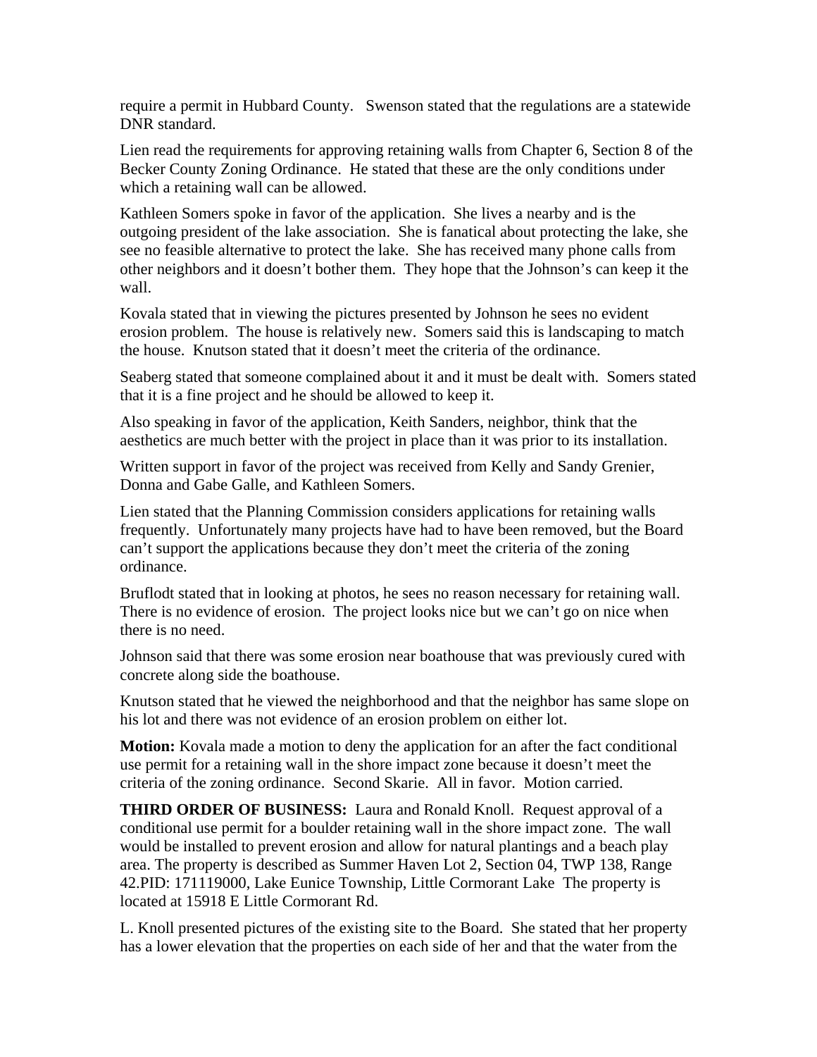require a permit in Hubbard County. Swenson stated that the regulations are a statewide DNR standard.

Lien read the requirements for approving retaining walls from Chapter 6, Section 8 of the Becker County Zoning Ordinance. He stated that these are the only conditions under which a retaining wall can be allowed.

Kathleen Somers spoke in favor of the application. She lives a nearby and is the outgoing president of the lake association. She is fanatical about protecting the lake, she see no feasible alternative to protect the lake. She has received many phone calls from other neighbors and it doesn't bother them. They hope that the Johnson's can keep it the wall.

Kovala stated that in viewing the pictures presented by Johnson he sees no evident erosion problem. The house is relatively new. Somers said this is landscaping to match the house. Knutson stated that it doesn't meet the criteria of the ordinance.

Seaberg stated that someone complained about it and it must be dealt with. Somers stated that it is a fine project and he should be allowed to keep it.

Also speaking in favor of the application, Keith Sanders, neighbor, think that the aesthetics are much better with the project in place than it was prior to its installation.

Written support in favor of the project was received from Kelly and Sandy Grenier, Donna and Gabe Galle, and Kathleen Somers.

Lien stated that the Planning Commission considers applications for retaining walls frequently. Unfortunately many projects have had to have been removed, but the Board can't support the applications because they don't meet the criteria of the zoning ordinance.

Bruflodt stated that in looking at photos, he sees no reason necessary for retaining wall. There is no evidence of erosion. The project looks nice but we can't go on nice when there is no need.

Johnson said that there was some erosion near boathouse that was previously cured with concrete along side the boathouse.

Knutson stated that he viewed the neighborhood and that the neighbor has same slope on his lot and there was not evidence of an erosion problem on either lot.

**Motion:** Kovala made a motion to deny the application for an after the fact conditional use permit for a retaining wall in the shore impact zone because it doesn't meet the criteria of the zoning ordinance. Second Skarie. All in favor. Motion carried.

**THIRD ORDER OF BUSINESS:** Laura and Ronald Knoll. Request approval of a conditional use permit for a boulder retaining wall in the shore impact zone. The wall would be installed to prevent erosion and allow for natural plantings and a beach play area. The property is described as Summer Haven Lot 2, Section 04, TWP 138, Range 42.PID: 171119000, Lake Eunice Township, Little Cormorant Lake The property is located at 15918 E Little Cormorant Rd.

L. Knoll presented pictures of the existing site to the Board. She stated that her property has a lower elevation that the properties on each side of her and that the water from the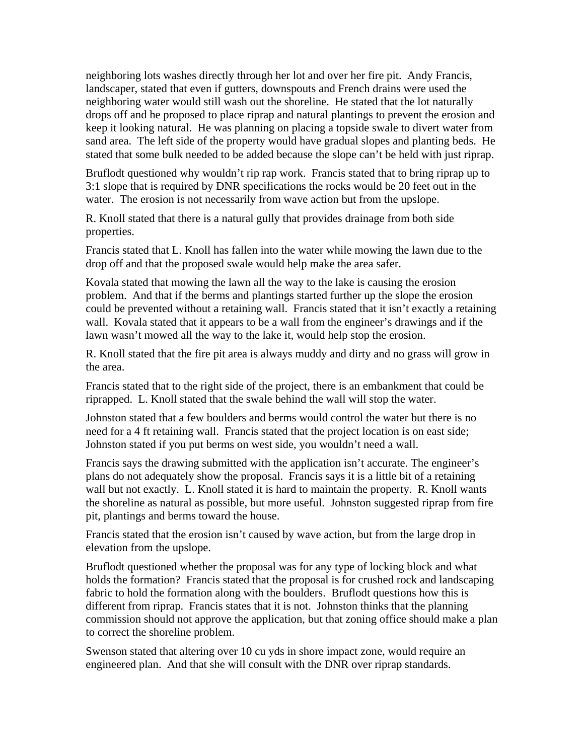neighboring lots washes directly through her lot and over her fire pit. Andy Francis, landscaper, stated that even if gutters, downspouts and French drains were used the neighboring water would still wash out the shoreline. He stated that the lot naturally drops off and he proposed to place riprap and natural plantings to prevent the erosion and keep it looking natural. He was planning on placing a topside swale to divert water from sand area. The left side of the property would have gradual slopes and planting beds. He stated that some bulk needed to be added because the slope can't be held with just riprap.

Bruflodt questioned why wouldn't rip rap work. Francis stated that to bring riprap up to 3:1 slope that is required by DNR specifications the rocks would be 20 feet out in the water. The erosion is not necessarily from wave action but from the upslope.

R. Knoll stated that there is a natural gully that provides drainage from both side properties.

Francis stated that L. Knoll has fallen into the water while mowing the lawn due to the drop off and that the proposed swale would help make the area safer.

Kovala stated that mowing the lawn all the way to the lake is causing the erosion problem. And that if the berms and plantings started further up the slope the erosion could be prevented without a retaining wall. Francis stated that it isn't exactly a retaining wall. Kovala stated that it appears to be a wall from the engineer's drawings and if the lawn wasn't mowed all the way to the lake it, would help stop the erosion.

R. Knoll stated that the fire pit area is always muddy and dirty and no grass will grow in the area.

Francis stated that to the right side of the project, there is an embankment that could be riprapped. L. Knoll stated that the swale behind the wall will stop the water.

Johnston stated that a few boulders and berms would control the water but there is no need for a 4 ft retaining wall. Francis stated that the project location is on east side; Johnston stated if you put berms on west side, you wouldn't need a wall.

Francis says the drawing submitted with the application isn't accurate. The engineer's plans do not adequately show the proposal. Francis says it is a little bit of a retaining wall but not exactly. L. Knoll stated it is hard to maintain the property. R. Knoll wants the shoreline as natural as possible, but more useful. Johnston suggested riprap from fire pit, plantings and berms toward the house.

Francis stated that the erosion isn't caused by wave action, but from the large drop in elevation from the upslope.

Bruflodt questioned whether the proposal was for any type of locking block and what holds the formation? Francis stated that the proposal is for crushed rock and landscaping fabric to hold the formation along with the boulders. Bruflodt questions how this is different from riprap. Francis states that it is not. Johnston thinks that the planning commission should not approve the application, but that zoning office should make a plan to correct the shoreline problem.

Swenson stated that altering over 10 cu yds in shore impact zone, would require an engineered plan. And that she will consult with the DNR over riprap standards.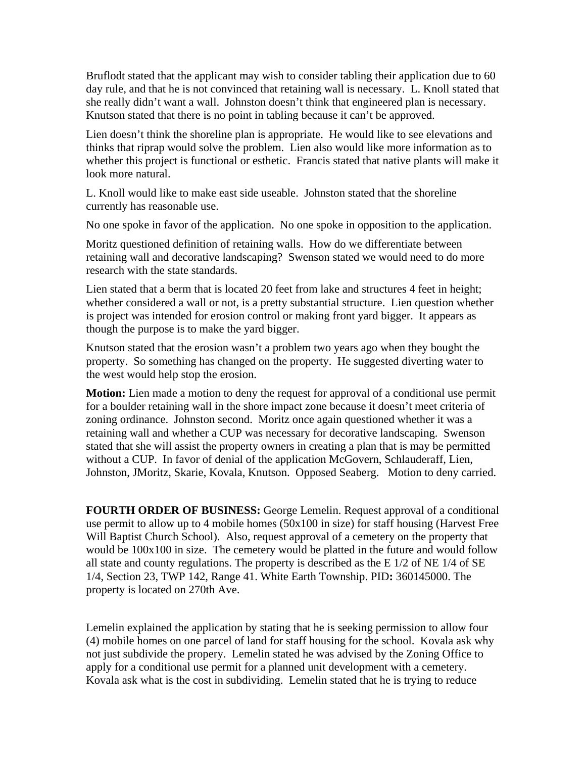Bruflodt stated that the applicant may wish to consider tabling their application due to 60 day rule, and that he is not convinced that retaining wall is necessary. L. Knoll stated that she really didn't want a wall. Johnston doesn't think that engineered plan is necessary. Knutson stated that there is no point in tabling because it can't be approved.

Lien doesn't think the shoreline plan is appropriate. He would like to see elevations and thinks that riprap would solve the problem. Lien also would like more information as to whether this project is functional or esthetic. Francis stated that native plants will make it look more natural.

L. Knoll would like to make east side useable. Johnston stated that the shoreline currently has reasonable use.

No one spoke in favor of the application. No one spoke in opposition to the application.

Moritz questioned definition of retaining walls. How do we differentiate between retaining wall and decorative landscaping? Swenson stated we would need to do more research with the state standards.

Lien stated that a berm that is located 20 feet from lake and structures 4 feet in height; whether considered a wall or not, is a pretty substantial structure. Lien question whether is project was intended for erosion control or making front yard bigger. It appears as though the purpose is to make the yard bigger.

Knutson stated that the erosion wasn't a problem two years ago when they bought the property. So something has changed on the property. He suggested diverting water to the west would help stop the erosion.

**Motion:** Lien made a motion to deny the request for approval of a conditional use permit for a boulder retaining wall in the shore impact zone because it doesn't meet criteria of zoning ordinance. Johnston second. Moritz once again questioned whether it was a retaining wall and whether a CUP was necessary for decorative landscaping. Swenson stated that she will assist the property owners in creating a plan that is may be permitted without a CUP. In favor of denial of the application McGovern, Schlauderaff, Lien, Johnston, JMoritz, Skarie, Kovala, Knutson. Opposed Seaberg. Motion to deny carried.

**FOURTH ORDER OF BUSINESS:** George Lemelin. Request approval of a conditional use permit to allow up to 4 mobile homes (50x100 in size) for staff housing (Harvest Free Will Baptist Church School). Also, request approval of a cemetery on the property that would be 100x100 in size. The cemetery would be platted in the future and would follow all state and county regulations. The property is described as the E 1/2 of NE 1/4 of SE 1/4, Section 23, TWP 142, Range 41. White Earth Township. PID**:** 360145000. The property is located on 270th Ave.

Lemelin explained the application by stating that he is seeking permission to allow four (4) mobile homes on one parcel of land for staff housing for the school. Kovala ask why not just subdivide the propery. Lemelin stated he was advised by the Zoning Office to apply for a conditional use permit for a planned unit development with a cemetery. Kovala ask what is the cost in subdividing. Lemelin stated that he is trying to reduce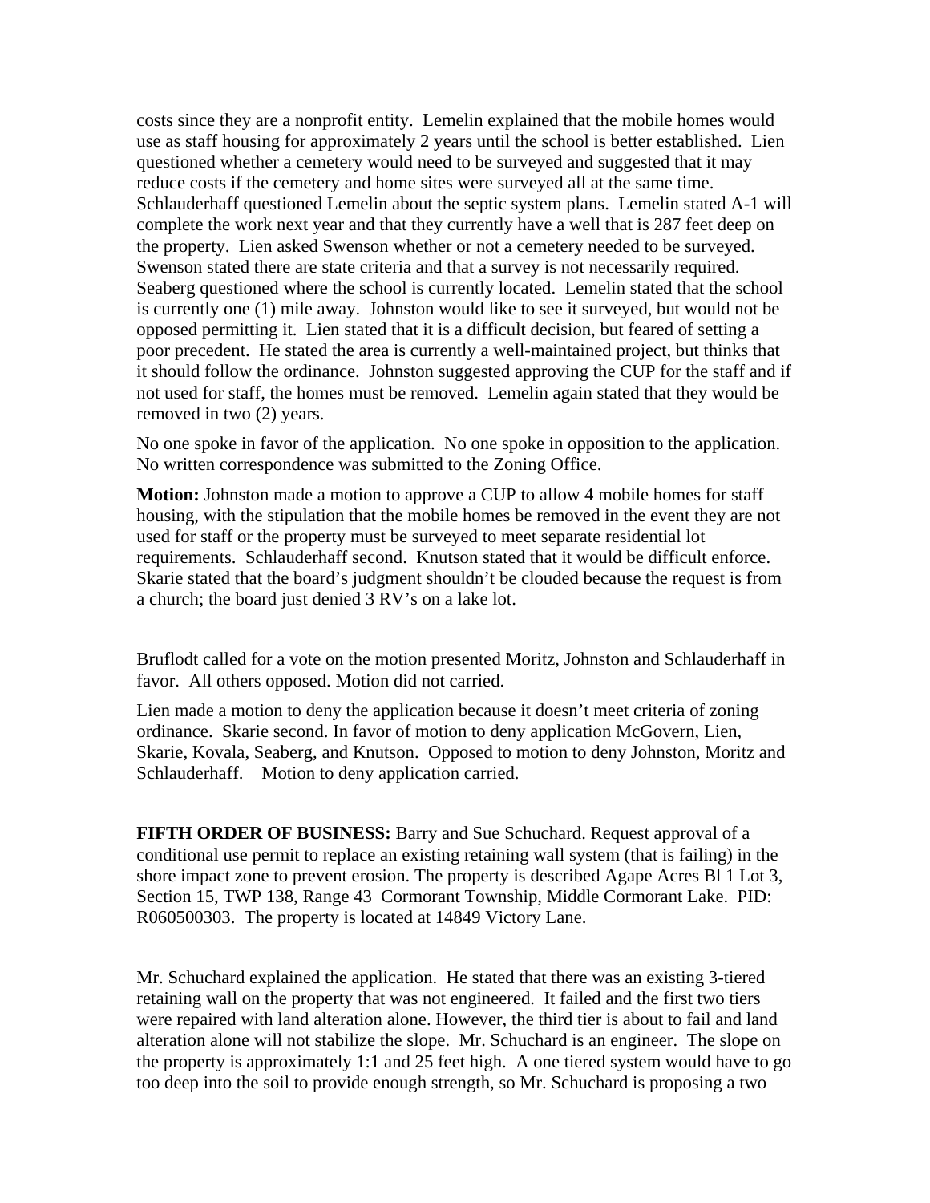costs since they are a nonprofit entity. Lemelin explained that the mobile homes would use as staff housing for approximately 2 years until the school is better established. Lien questioned whether a cemetery would need to be surveyed and suggested that it may reduce costs if the cemetery and home sites were surveyed all at the same time. Schlauderhaff questioned Lemelin about the septic system plans. Lemelin stated A-1 will complete the work next year and that they currently have a well that is 287 feet deep on the property. Lien asked Swenson whether or not a cemetery needed to be surveyed. Swenson stated there are state criteria and that a survey is not necessarily required. Seaberg questioned where the school is currently located. Lemelin stated that the school is currently one (1) mile away. Johnston would like to see it surveyed, but would not be opposed permitting it. Lien stated that it is a difficult decision, but feared of setting a poor precedent. He stated the area is currently a well-maintained project, but thinks that it should follow the ordinance. Johnston suggested approving the CUP for the staff and if not used for staff, the homes must be removed. Lemelin again stated that they would be removed in two (2) years.

No one spoke in favor of the application. No one spoke in opposition to the application. No written correspondence was submitted to the Zoning Office.

**Motion:** Johnston made a motion to approve a CUP to allow 4 mobile homes for staff housing, with the stipulation that the mobile homes be removed in the event they are not used for staff or the property must be surveyed to meet separate residential lot requirements. Schlauderhaff second. Knutson stated that it would be difficult enforce. Skarie stated that the board's judgment shouldn't be clouded because the request is from a church; the board just denied 3 RV's on a lake lot.

Bruflodt called for a vote on the motion presented Moritz, Johnston and Schlauderhaff in favor. All others opposed. Motion did not carried.

Lien made a motion to deny the application because it doesn't meet criteria of zoning ordinance. Skarie second. In favor of motion to deny application McGovern, Lien, Skarie, Kovala, Seaberg, and Knutson. Opposed to motion to deny Johnston, Moritz and Schlauderhaff. Motion to deny application carried.

**FIFTH ORDER OF BUSINESS:** Barry and Sue Schuchard. Request approval of a conditional use permit to replace an existing retaining wall system (that is failing) in the shore impact zone to prevent erosion. The property is described Agape Acres Bl 1 Lot 3, Section 15, TWP 138, Range 43 Cormorant Township, Middle Cormorant Lake. PID: R060500303. The property is located at 14849 Victory Lane.

Mr. Schuchard explained the application. He stated that there was an existing 3-tiered retaining wall on the property that was not engineered. It failed and the first two tiers were repaired with land alteration alone. However, the third tier is about to fail and land alteration alone will not stabilize the slope. Mr. Schuchard is an engineer. The slope on the property is approximately 1:1 and 25 feet high. A one tiered system would have to go too deep into the soil to provide enough strength, so Mr. Schuchard is proposing a two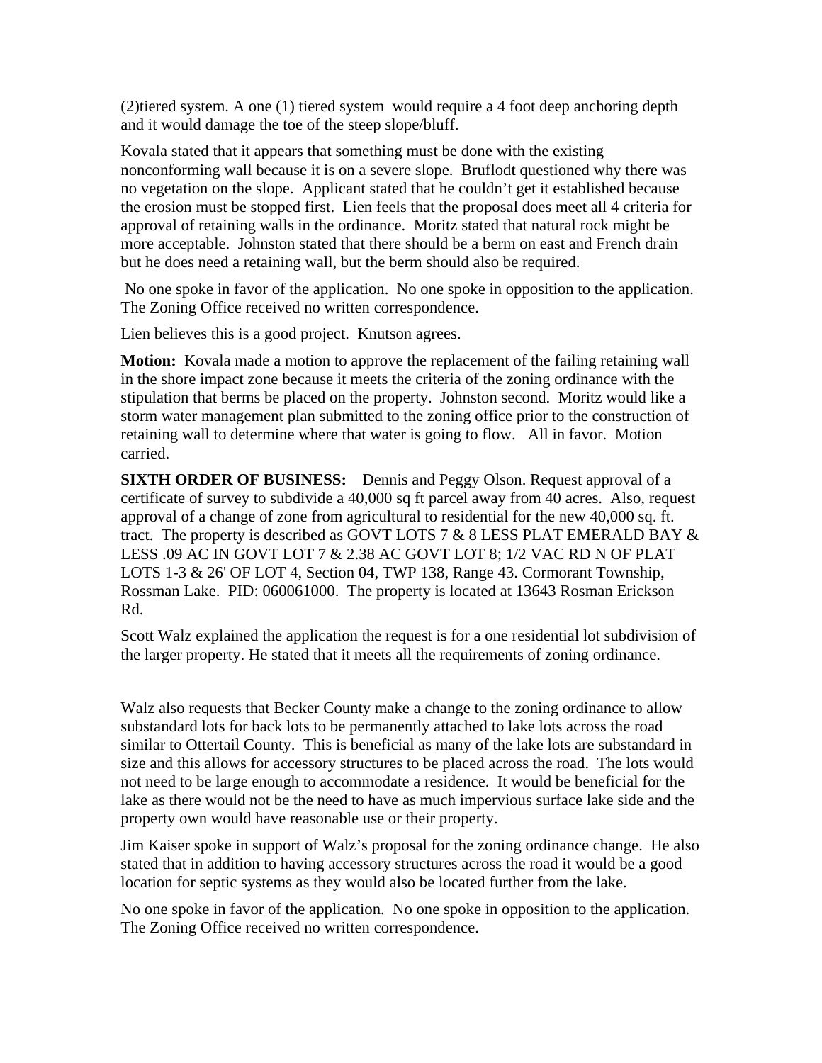(2)tiered system. A one (1) tiered system would require a 4 foot deep anchoring depth and it would damage the toe of the steep slope/bluff.

Kovala stated that it appears that something must be done with the existing nonconforming wall because it is on a severe slope. Bruflodt questioned why there was no vegetation on the slope. Applicant stated that he couldn't get it established because the erosion must be stopped first. Lien feels that the proposal does meet all 4 criteria for approval of retaining walls in the ordinance. Moritz stated that natural rock might be more acceptable. Johnston stated that there should be a berm on east and French drain but he does need a retaining wall, but the berm should also be required.

No one spoke in favor of the application. No one spoke in opposition to the application. The Zoning Office received no written correspondence.

Lien believes this is a good project. Knutson agrees.

**Motion:** Kovala made a motion to approve the replacement of the failing retaining wall in the shore impact zone because it meets the criteria of the zoning ordinance with the stipulation that berms be placed on the property. Johnston second. Moritz would like a storm water management plan submitted to the zoning office prior to the construction of retaining wall to determine where that water is going to flow. All in favor. Motion carried.

**SIXTH ORDER OF BUSINESS:** Dennis and Peggy Olson. Request approval of a certificate of survey to subdivide a 40,000 sq ft parcel away from 40 acres. Also, request approval of a change of zone from agricultural to residential for the new 40,000 sq. ft. tract. The property is described as GOVT LOTS 7 & 8 LESS PLAT EMERALD BAY & LESS .09 AC IN GOVT LOT 7 & 2.38 AC GOVT LOT 8; 1/2 VAC RD N OF PLAT LOTS 1-3 & 26' OF LOT 4, Section 04, TWP 138, Range 43. Cormorant Township, Rossman Lake. PID: 060061000. The property is located at 13643 Rosman Erickson Rd.

Scott Walz explained the application the request is for a one residential lot subdivision of the larger property. He stated that it meets all the requirements of zoning ordinance.

Walz also requests that Becker County make a change to the zoning ordinance to allow substandard lots for back lots to be permanently attached to lake lots across the road similar to Ottertail County. This is beneficial as many of the lake lots are substandard in size and this allows for accessory structures to be placed across the road. The lots would not need to be large enough to accommodate a residence. It would be beneficial for the lake as there would not be the need to have as much impervious surface lake side and the property own would have reasonable use or their property.

Jim Kaiser spoke in support of Walz's proposal for the zoning ordinance change. He also stated that in addition to having accessory structures across the road it would be a good location for septic systems as they would also be located further from the lake.

No one spoke in favor of the application. No one spoke in opposition to the application. The Zoning Office received no written correspondence.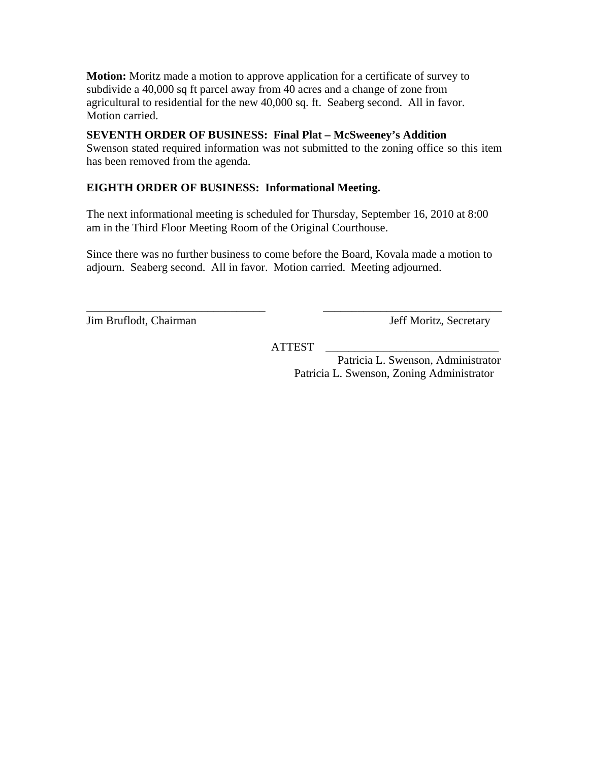**Motion:** Moritz made a motion to approve application for a certificate of survey to subdivide a 40,000 sq ft parcel away from 40 acres and a change of zone from agricultural to residential for the new 40,000 sq. ft. Seaberg second. All in favor. Motion carried.

**SEVENTH ORDER OF BUSINESS: Final Plat – McSweeney's Addition**
Swenson stated required information was not submitted to the zoning office so this item has been removed from the agenda.

**EIGHTH ORDER OF BUSINESS: Informational Meeting.**

The next informational meeting is scheduled for Thursday, September 16, 2010 at 8:00 am in the Third Floor Meeting Room of the Original Courthouse.

Since there was no further business to come before the Board, Kovala made a motion to adjourn. Seaberg second. All in favor. Motion carried. Meeting adjourned.

\_\_\_\_\_\_\_\_\_\_\_\_\_\_\_\_\_\_\_\_\_\_\_\_\_\_\_\_\_\_\_ \_\_\_\_\_\_\_\_\_\_\_\_\_\_\_\_\_\_\_\_\_\_\_\_\_\_\_\_\_\_\_
Jim Bruflodt, Chairman Jeff Moritz, Secretary

ATTEST \_\_\_\_\_\_\_\_\_\_\_\_\_\_\_\_\_\_\_\_\_\_\_\_\_\_\_\_\_\_
Patricia L. Swenson, Administrator
Patricia L. Swenson, Zoning Administrator